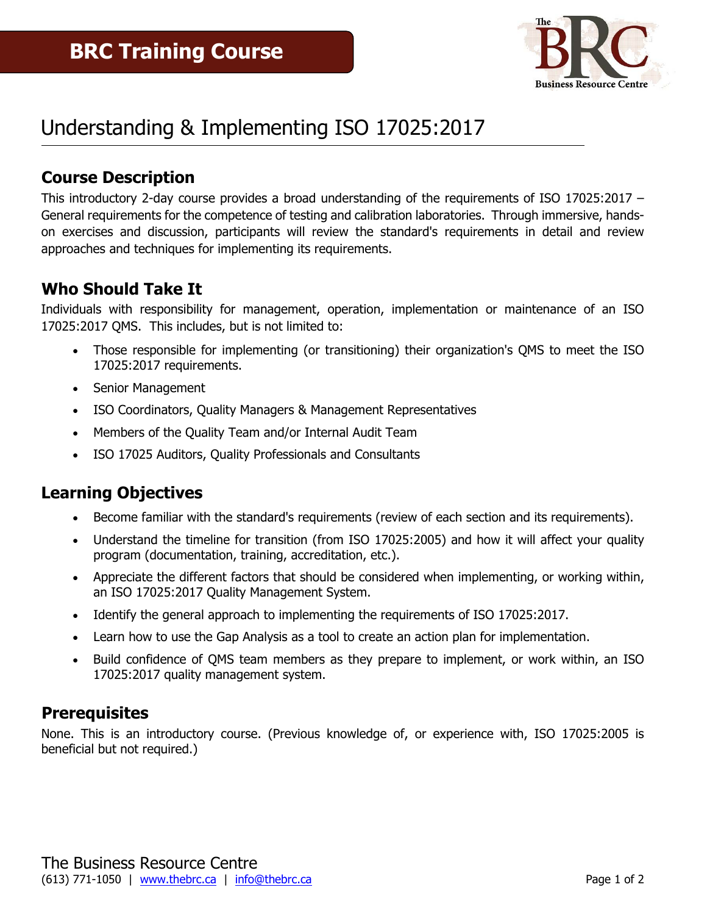# BRC Training Course

## Understanding & Implementing ISO 17025:2017

### Course Description

This introductory 2-day course provides a broad understanding of the requirements of ISO 17025:2017 – General requirements for the competence of testing and calibration laboratories. Through immersive, hands-on exercises and discussion, participants will review the standard's requirements in detail and review approaches and techniques for implementing its requirements.

### Who Should Take It

Individuals with responsibility for management, operation, implementation or maintenance of an ISO 17025:2017 QMS. This includes, but is not limited to:

- Those responsible for implementing (or transitioning) their organization's QMS to meet the ISO 17025:2017 requirements.
- Senior Management
- ISO Coordinators, Quality Managers & Management Representatives
- Members of the Quality Team and/or Internal Audit Team
- ISO 17025 Auditors, Quality Professionals and Consultants

### Learning Objectives

- Become familiar with the standard's requirements (review of each section and its requirements).
- Understand the timeline for transition (from ISO 17025:2005) and how it will affect your quality program (documentation, training, accreditation, etc.).
- Appreciate the different factors that should be considered when implementing, or working within, an ISO 17025:2017 Quality Management System.
- Identify the general approach to implementing the requirements of ISO 17025:2017.
- Learn how to use the Gap Analysis as a tool to create an action plan for implementation.
- Build confidence of QMS team members as they prepare to implement, or work within, an ISO 17025:2017 quality management system.

### Prerequisites

None. This is an introductory course. (Previous knowledge of, or experience with, ISO 17025:2005 is beneficial but not required.)

The Business Resource Centre
(613) 771-1050 | www.thebrc.ca | info@thebrc.ca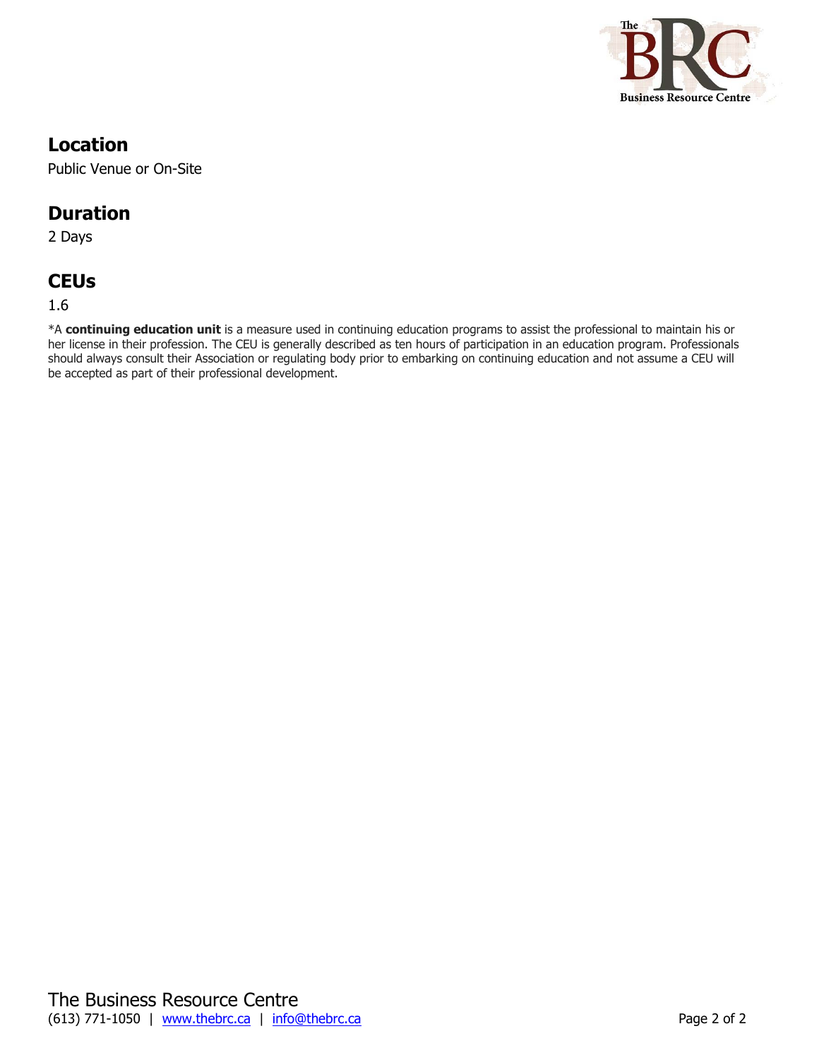## Location

Public Venue or On-Site

## Duration

2 Days

## CEUs

1.6

*A **continuing education unit** is a measure used in continuing education programs to assist the professional to maintain his or her license in their profession. The CEU is generally described as ten hours of participation in an education program. Professionals should always consult their Association or regulating body prior to embarking on continuing education and not assume a CEU will be accepted as part of their professional development.